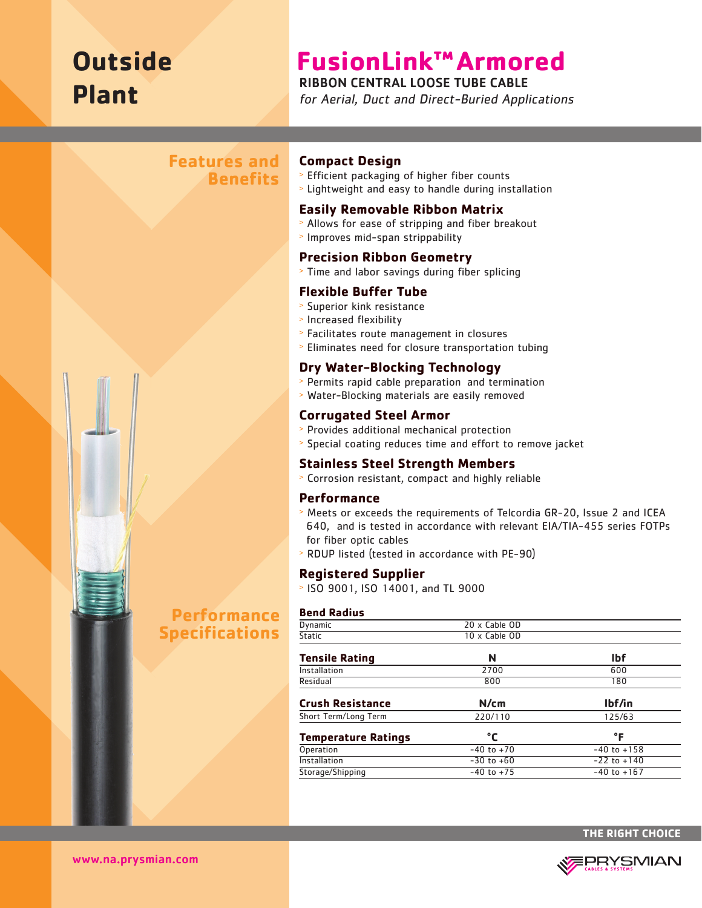# Outside Plant

# FusionLink™ Armored

**RIBBON CENTRAL LOOSE TUBE CABLE**

*for Aerial, Duct and Direct-Buried Applications*

## Features and Benefits

### Compact Design

- Efficient packaging of higher fiber counts
- Lightweight and easy to handle during installation

### Easily Removable Ribbon Matrix

- Allows for ease of stripping and fiber breakout
- Improves mid-span strippability

### Precision Ribbon Geometry

- Time and labor savings during fiber splicing

### Flexible Buffer Tube

- Superior kink resistance
- Increased flexibility
- Facilitates route management in closures
- Eliminates need for closure transportation tubing

### Dry Water-Blocking Technology

- Permits rapid cable preparation and termination
- Water-Blocking materials are easily removed

### Corrugated Steel Armor

- Provides additional mechanical protection
- Special coating reduces time and effort to remove jacket

### Stainless Steel Strength Members

- Corrosion resistant, compact and highly reliable

### Performance

- Meets or exceeds the requirements of Telcordia GR-20, Issue 2 and ICEA 640, and is tested in accordance with relevant EIA/TIA-455 series FOTPs for fiber optic cables
- RDUP listed (tested in accordance with PE-90)

### Registered Supplier

- ISO 9001, ISO 14001, and TL 9000

## Performance Specifications

| Bend Radius | |
|---|---|
| Dynamic | 20 x Cable OD |
| Static | 10 x Cable OD |

| Tensile Rating | N | lbf |
|---|---|---|
| Installation | 2700 | 600 |
| Residual | 800 | 180 |

| Crush Resistance | N/cm | lbf/in |
|---|---|---|
| Short Term/Long Term | 220/110 | 125/63 |

| Temperature Ratings | °C | °F |
|---|---|---|
| Operation | -40 to +70 | -40 to +158 |
| Installation | -30 to +60 | -22 to +140 |
| Storage/Shipping | -40 to +75 | -40 to +167 |

THE RIGHT CHOICE

www.na.prysmian.com

PRYSMIAN CABLES & SYSTEMS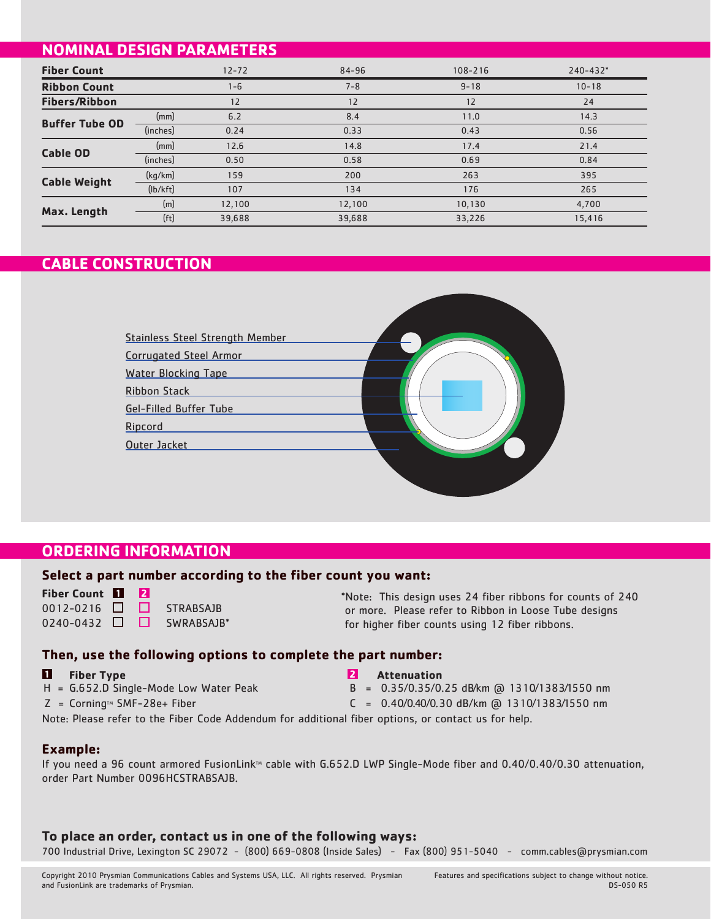## NOMINAL DESIGN PARAMETERS

| Fiber Count | | 12-72 | 84-96 | 108-216 | 240-432* |
|---|---|---|---|---|---|
| **Ribbon Count** | | 1-6 | 7-8 | 9-18 | 10-18 |
| **Fibers/Ribbon** | | 12 | 12 | 12 | 24 |
| **Buffer Tube OD** | (mm) | 6.2 | 8.4 | 11.0 | 14.3 |
| | (inches) | 0.24 | 0.33 | 0.43 | 0.56 |
| **Cable OD** | (mm) | 12.6 | 14.8 | 17.4 | 21.4 |
| | (inches) | 0.50 | 0.58 | 0.69 | 0.84 |
| **Cable Weight** | (kg/km) | 159 | 200 | 263 | 395 |
| | (lb/kft) | 107 | 134 | 176 | 265 |
| **Max. Length** | (m) | 12,100 | 12,100 | 10,130 | 4,700 |
| | (ft) | 39,688 | 39,688 | 33,226 | 15,416 |

## CABLE CONSTRUCTION

Stainless Steel Strength Member

Corrugated Steel Armor

Water Blocking Tape

Ribbon Stack

Gel-Filled Buffer Tube

Ripcord

Outer Jacket

## ORDERING INFORMATION

### Select a part number according to the fiber count you want:

| Fiber Count | 1 | 2 | |
|---|---|---|---|
| 0012-0216 | ☐ | ☐ | STRABSAJB |
| 0240-0432 | ☐ | ☐ | SWRABSAJB* |

*Note: This design uses 24 fiber ribbons for counts of 240 or more. Please refer to Ribbon in Loose Tube designs for higher fiber counts using 12 fiber ribbons.

### Then, use the following options to complete the part number:

**1 Fiber Type**

H = G.652.D Single-Mode Low Water Peak

Z = Corning™ SMF-28e+ Fiber

**2 Attenuation**

B = 0.35/0.35/0.25 dB/km @ 1310/1383/1550 nm

C = 0.40/0.40/0.30 dB/km @ 1310/1383/1550 nm

Note: Please refer to the Fiber Code Addendum for additional fiber options, or contact us for help.

### Example:

If you need a 96 count armored FusionLink™ cable with G.652.D LWP Single-Mode fiber and 0.40/0.40/0.30 attenuation, order Part Number 0096HCSTRABSAJB.

### To place an order, contact us in one of the following ways:

700 Industrial Drive, Lexington SC 29072 - (800) 669-0808 (Inside Sales) - Fax (800) 951-5040 - comm.cables@prysmian.com

Copyright 2010 Prysmian Communications Cables and Systems USA, LLC. All rights reserved. Prysmian and FusionLink are trademarks of Prysmian.

Features and specifications subject to change without notice.
DS-050 R5